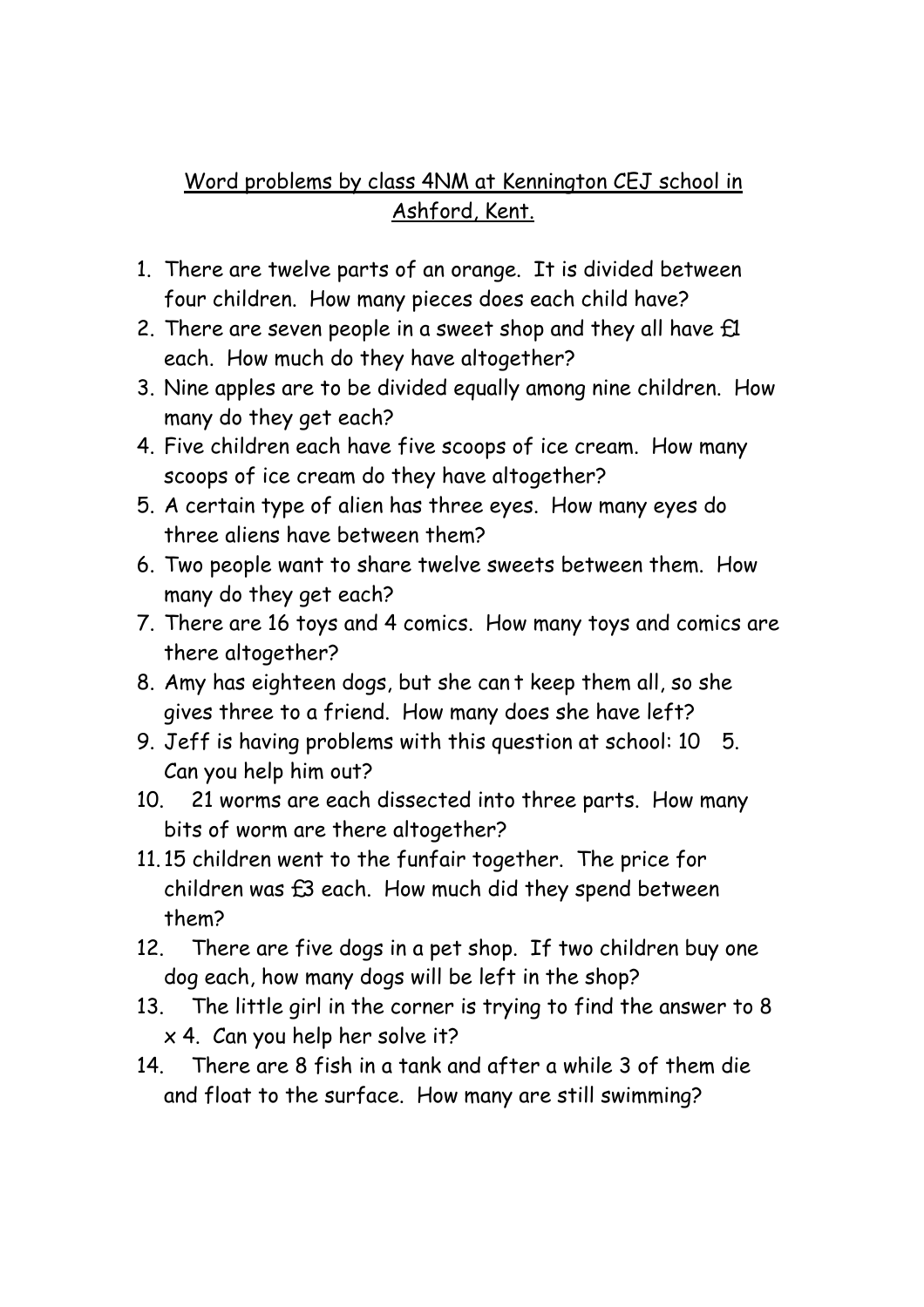Word problems by class 4NM at Kennington CEJ school in Ashford, Kent.

1. There are twelve parts of an orange. It is divided between four children. How many pieces does each child have?
2. There are seven people in a sweet shop and they all have £1 each. How much do they have altogether?
3. Nine apples are to be divided equally among nine children. How many do they get each?
4. Five children each have five scoops of ice cream. How many scoops of ice cream do they have altogether?
5. A certain type of alien has three eyes. How many eyes do three aliens have between them?
6. Two people want to share twelve sweets between them. How many do they get each?
7. There are 16 toys and 4 comics. How many toys and comics are there altogether?
8. Amy has eighteen dogs, but she can t keep them all, so she gives three to a friend. How many does she have left?
9. Jeff is having problems with this question at school: 10 5. Can you help him out?
10. 21 worms are each dissected into three parts. How many bits of worm are there altogether?
11. 15 children went to the funfair together. The price for children was £3 each. How much did they spend between them?
12. There are five dogs in a pet shop. If two children buy one dog each, how many dogs will be left in the shop?
13. The little girl in the corner is trying to find the answer to 8 x 4. Can you help her solve it?
14. There are 8 fish in a tank and after a while 3 of them die and float to the surface. How many are still swimming?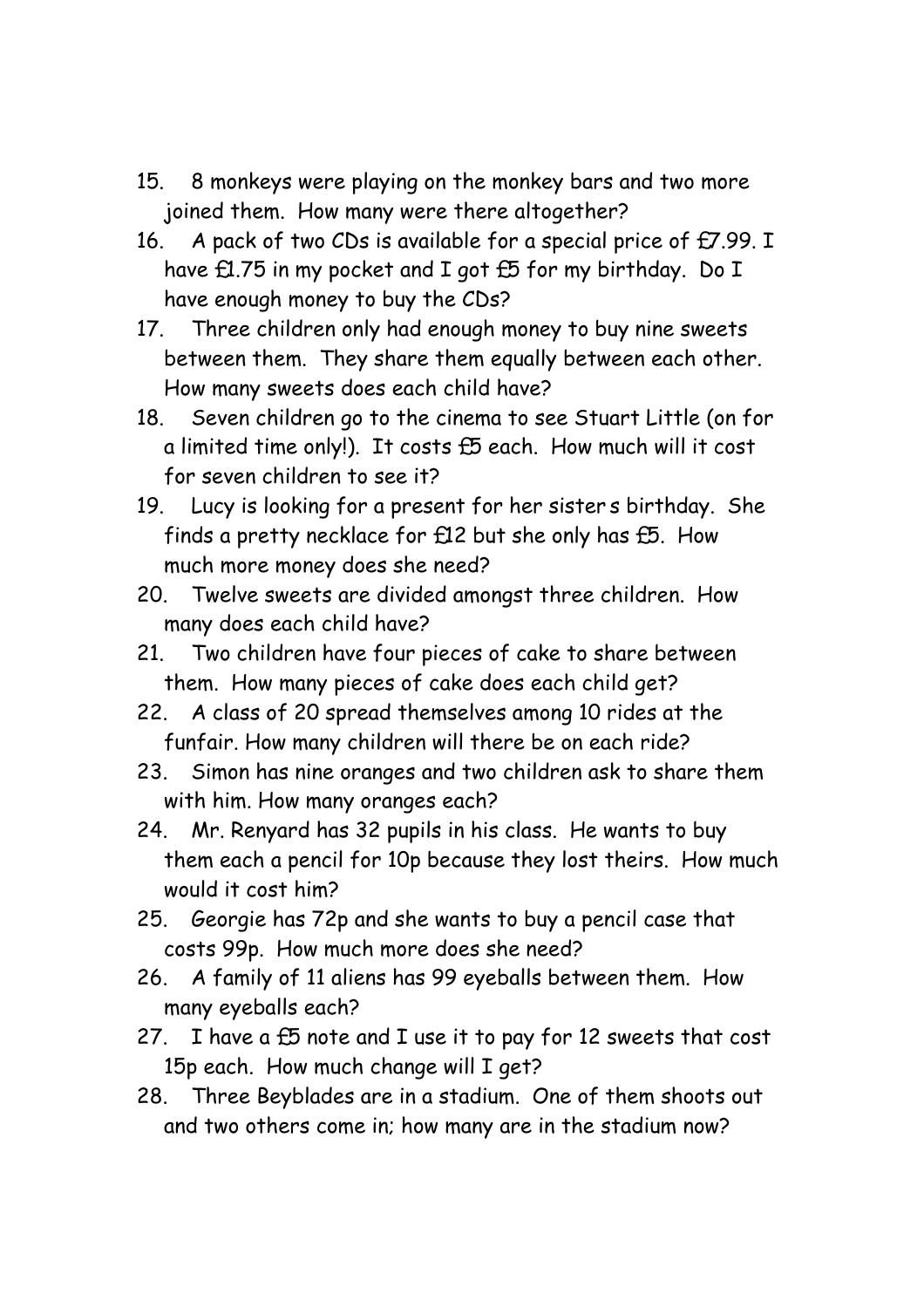15. 8 monkeys were playing on the monkey bars and two more joined them. How many were there altogether?
16. A pack of two CDs is available for a special price of £7.99. I have £1.75 in my pocket and I got £5 for my birthday. Do I have enough money to buy the CDs?
17. Three children only had enough money to buy nine sweets between them. They share them equally between each other. How many sweets does each child have?
18. Seven children go to the cinema to see Stuart Little (on for a limited time only!). It costs £5 each. How much will it cost for seven children to see it?
19. Lucy is looking for a present for her sister s birthday. She finds a pretty necklace for £12 but she only has £5. How much more money does she need?
20. Twelve sweets are divided amongst three children. How many does each child have?
21. Two children have four pieces of cake to share between them. How many pieces of cake does each child get?
22. A class of 20 spread themselves among 10 rides at the funfair. How many children will there be on each ride?
23. Simon has nine oranges and two children ask to share them with him. How many oranges each?
24. Mr. Renyard has 32 pupils in his class. He wants to buy them each a pencil for 10p because they lost theirs. How much would it cost him?
25. Georgie has 72p and she wants to buy a pencil case that costs 99p. How much more does she need?
26. A family of 11 aliens has 99 eyeballs between them. How many eyeballs each?
27. I have a £5 note and I use it to pay for 12 sweets that cost 15p each. How much change will I get?
28. Three Beyblades are in a stadium. One of them shoots out and two others come in; how many are in the stadium now?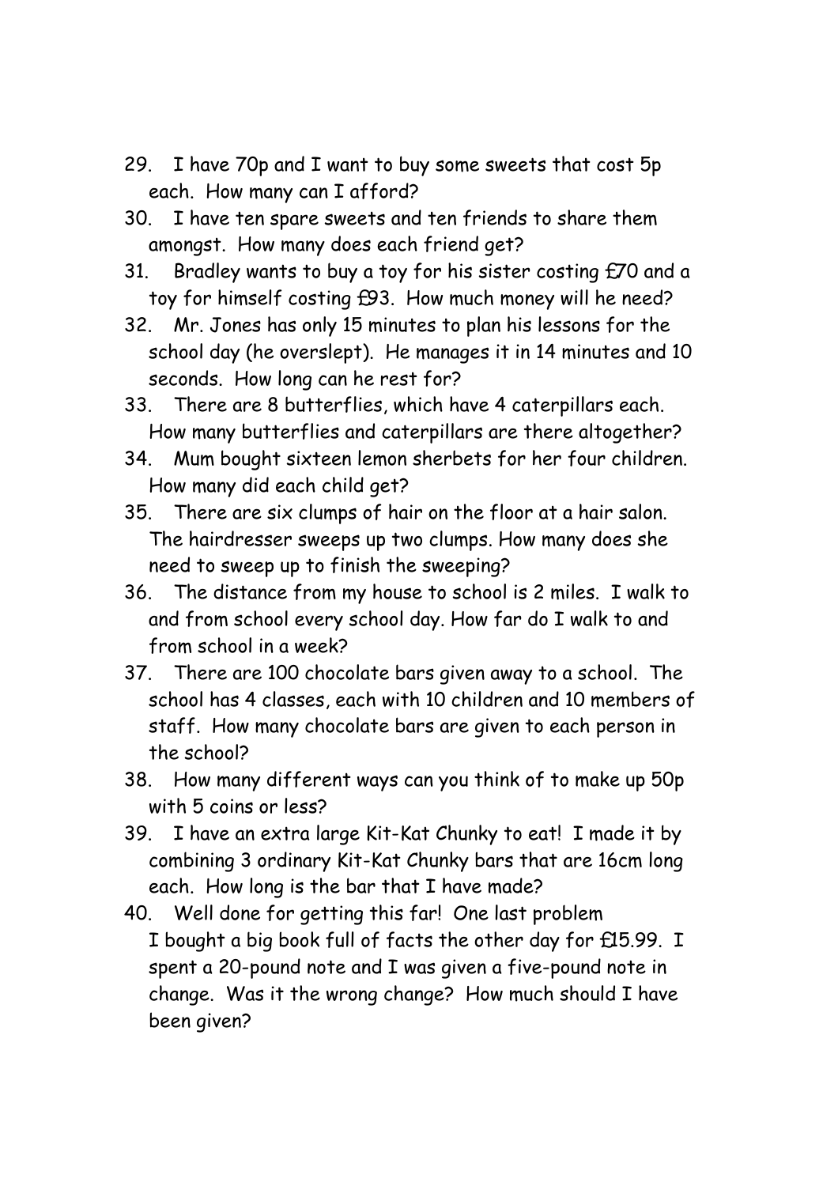29. I have 70p and I want to buy some sweets that cost 5p each. How many can I afford?
30. I have ten spare sweets and ten friends to share them amongst. How many does each friend get?
31. Bradley wants to buy a toy for his sister costing £70 and a toy for himself costing £93. How much money will he need?
32. Mr. Jones has only 15 minutes to plan his lessons for the school day (he overslept). He manages it in 14 minutes and 10 seconds. How long can he rest for?
33. There are 8 butterflies, which have 4 caterpillars each. How many butterflies and caterpillars are there altogether?
34. Mum bought sixteen lemon sherbets for her four children. How many did each child get?
35. There are six clumps of hair on the floor at a hair salon. The hairdresser sweeps up two clumps. How many does she need to sweep up to finish the sweeping?
36. The distance from my house to school is 2 miles. I walk to and from school every school day. How far do I walk to and from school in a week?
37. There are 100 chocolate bars given away to a school. The school has 4 classes, each with 10 children and 10 members of staff. How many chocolate bars are given to each person in the school?
38. How many different ways can you think of to make up 50p with 5 coins or less?
39. I have an extra large Kit-Kat Chunky to eat! I made it by combining 3 ordinary Kit-Kat Chunky bars that are 16cm long each. How long is the bar that I have made?
40. Well done for getting this far! One last problem
    I bought a big book full of facts the other day for £15.99. I spent a 20-pound note and I was given a five-pound note in change. Was it the wrong change? How much should I have been given?